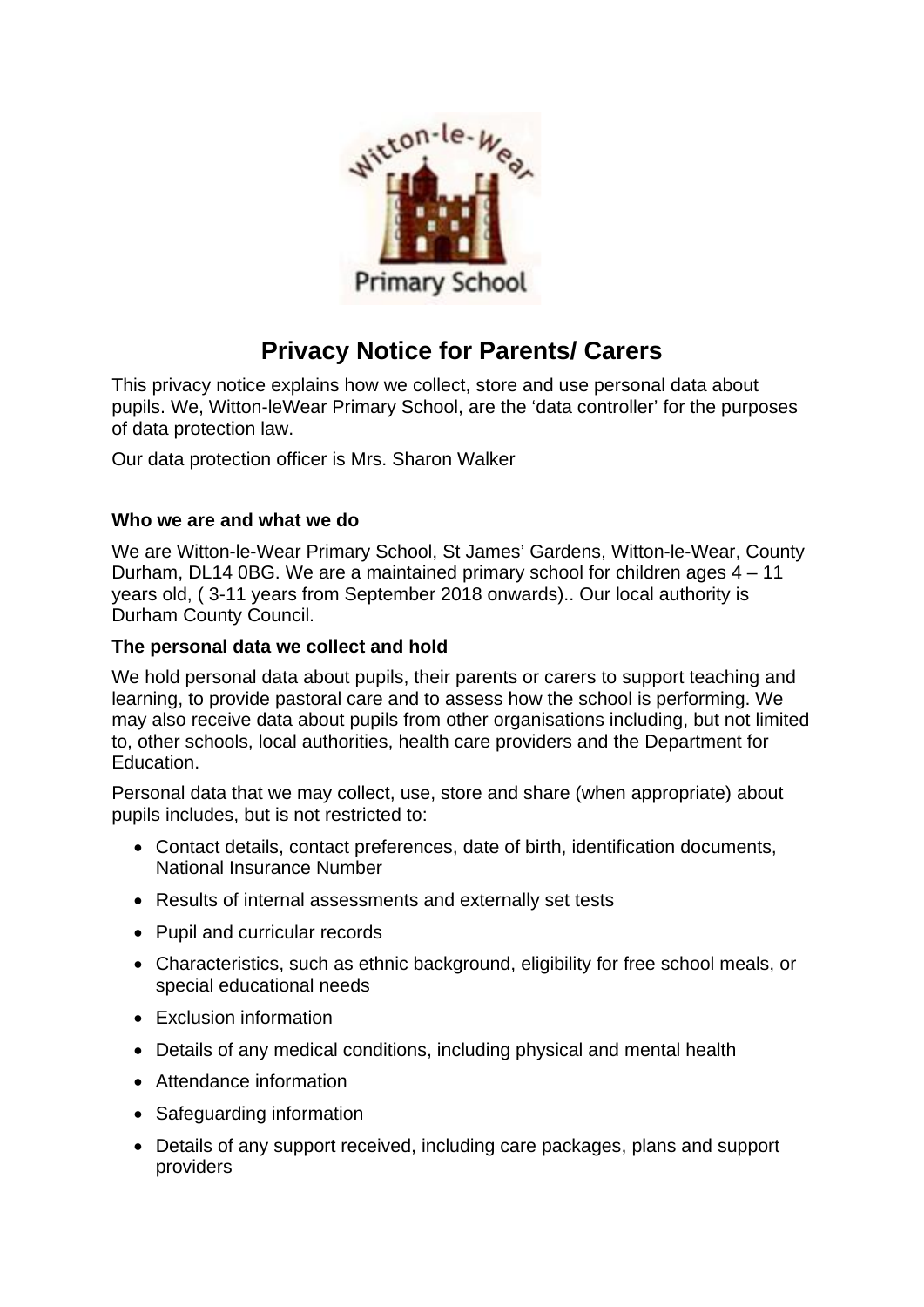# Privacy Notice for Parents/ Carers

This privacy notice explains how we collect, store and use personal data about pupils. We, Witton-leWear Primary School, are the 'data controller' for the purposes of data protection law.

Our data protection officer is Mrs. Sharon Walker

### Who we are and what we do

We are Witton-le-Wear Primary School, St James' Gardens, Witton-le-Wear, County Durham, DL14 0BG. We are a maintained primary school for children ages 4 – 11 years old, ( 3-11 years from September 2018 onwards).. Our local authority is Durham County Council.

### The personal data we collect and hold

We hold personal data about pupils, their parents or carers to support teaching and learning, to provide pastoral care and to assess how the school is performing. We may also receive data about pupils from other organisations including, but not limited to, other schools, local authorities, health care providers and the Department for Education.

Personal data that we may collect, use, store and share (when appropriate) about pupils includes, but is not restricted to:

- Contact details, contact preferences, date of birth, identification documents, National Insurance Number
- Results of internal assessments and externally set tests
- Pupil and curricular records
- Characteristics, such as ethnic background, eligibility for free school meals, or special educational needs
- Exclusion information
- Details of any medical conditions, including physical and mental health
- Attendance information
- Safeguarding information
- Details of any support received, including care packages, plans and support providers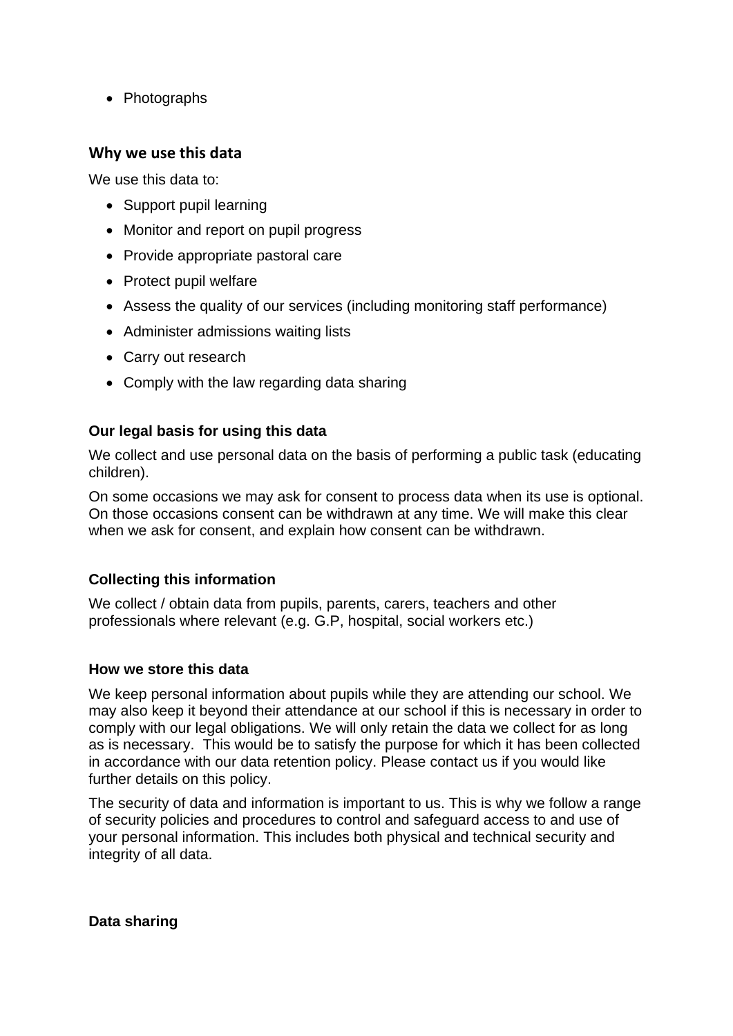- Photographs

### Why we use this data

We use this data to:

- Support pupil learning
- Monitor and report on pupil progress
- Provide appropriate pastoral care
- Protect pupil welfare
- Assess the quality of our services (including monitoring staff performance)
- Administer admissions waiting lists
- Carry out research
- Comply with the law regarding data sharing

### Our legal basis for using this data

We collect and use personal data on the basis of performing a public task (educating children).

On some occasions we may ask for consent to process data when its use is optional. On those occasions consent can be withdrawn at any time. We will make this clear when we ask for consent, and explain how consent can be withdrawn.

### Collecting this information

We collect / obtain data from pupils, parents, carers, teachers and other professionals where relevant (e.g. G.P, hospital, social workers etc.)

### How we store this data

We keep personal information about pupils while they are attending our school. We may also keep it beyond their attendance at our school if this is necessary in order to comply with our legal obligations. We will only retain the data we collect for as long as is necessary. This would be to satisfy the purpose for which it has been collected in accordance with our data retention policy. Please contact us if you would like further details on this policy.

The security of data and information is important to us. This is why we follow a range of security policies and procedures to control and safeguard access to and use of your personal information. This includes both physical and technical security and integrity of all data.

### Data sharing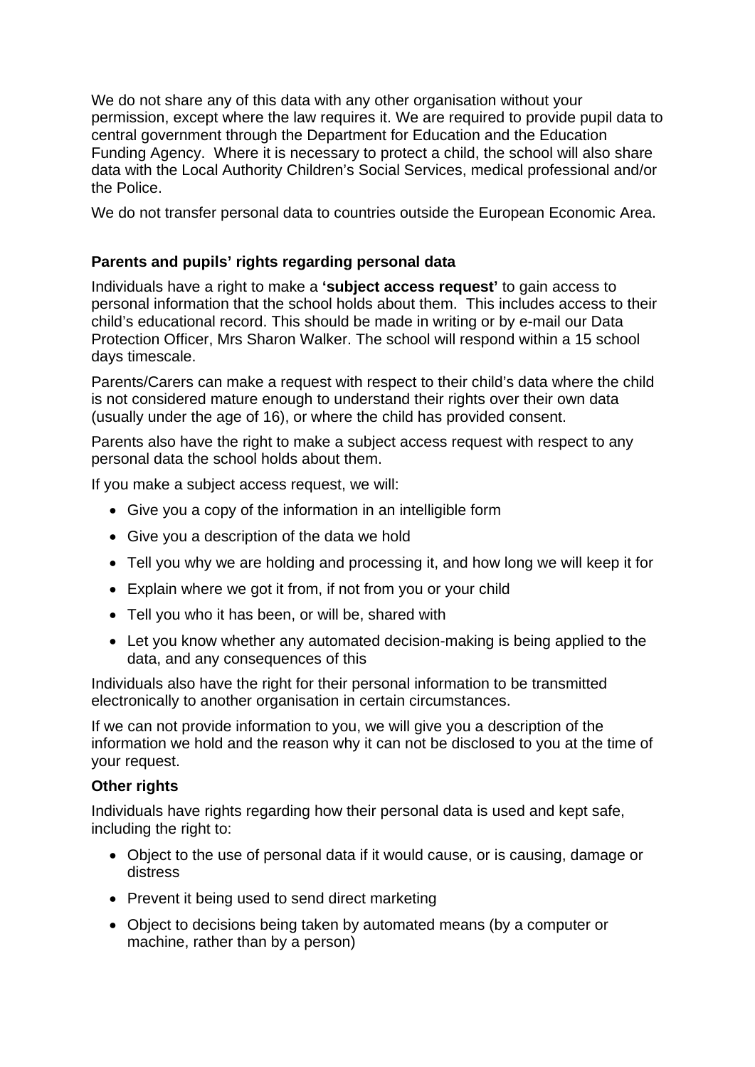We do not share any of this data with any other organisation without your permission, except where the law requires it. We are required to provide pupil data to central government through the Department for Education and the Education Funding Agency.  Where it is necessary to protect a child, the school will also share data with the Local Authority Children's Social Services, medical professional and/or the Police.

We do not transfer personal data to countries outside the European Economic Area.

**Parents and pupils' rights regarding personal data**

Individuals have a right to make a **'subject access request'** to gain access to personal information that the school holds about them.  This includes access to their child's educational record. This should be made in writing or by e-mail our Data Protection Officer, Mrs Sharon Walker. The school will respond within a 15 school days timescale.

Parents/Carers can make a request with respect to their child's data where the child is not considered mature enough to understand their rights over their own data (usually under the age of 16), or where the child has provided consent.

Parents also have the right to make a subject access request with respect to any personal data the school holds about them.

If you make a subject access request, we will:

- Give you a copy of the information in an intelligible form
- Give you a description of the data we hold
- Tell you why we are holding and processing it, and how long we will keep it for
- Explain where we got it from, if not from you or your child
- Tell you who it has been, or will be, shared with
- Let you know whether any automated decision-making is being applied to the data, and any consequences of this

Individuals also have the right for their personal information to be transmitted electronically to another organisation in certain circumstances.

If we can not provide information to you, we will give you a description of the information we hold and the reason why it can not be disclosed to you at the time of your request.

**Other rights**

Individuals have rights regarding how their personal data is used and kept safe, including the right to:

- Object to the use of personal data if it would cause, or is causing, damage or distress
- Prevent it being used to send direct marketing
- Object to decisions being taken by automated means (by a computer or machine, rather than by a person)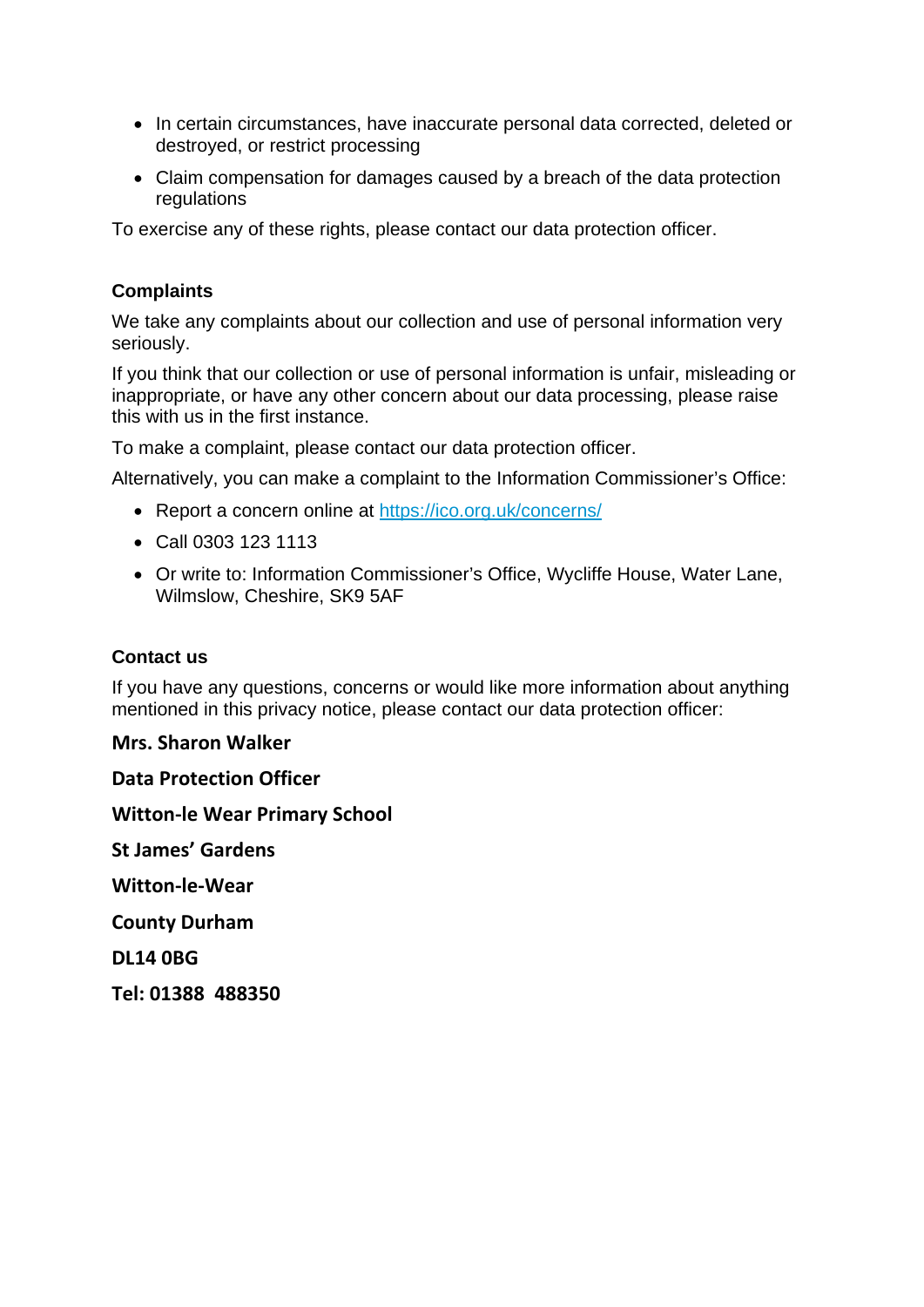- In certain circumstances, have inaccurate personal data corrected, deleted or destroyed, or restrict processing
- Claim compensation for damages caused by a breach of the data protection regulations

To exercise any of these rights, please contact our data protection officer.

### Complaints

We take any complaints about our collection and use of personal information very seriously.

If you think that our collection or use of personal information is unfair, misleading or inappropriate, or have any other concern about our data processing, please raise this with us in the first instance.

To make a complaint, please contact our data protection officer.

Alternatively, you can make a complaint to the Information Commissioner's Office:

- Report a concern online at https://ico.org.uk/concerns/
- Call 0303 123 1113
- Or write to: Information Commissioner's Office, Wycliffe House, Water Lane, Wilmslow, Cheshire, SK9 5AF

### Contact us

If you have any questions, concerns or would like more information about anything mentioned in this privacy notice, please contact our data protection officer:

**Mrs. Sharon Walker**

**Data Protection Officer**

**Witton-le Wear Primary School**

**St James' Gardens**

**Witton-le-Wear**

**County Durham**

**DL14 0BG**

**Tel: 01388 488350**